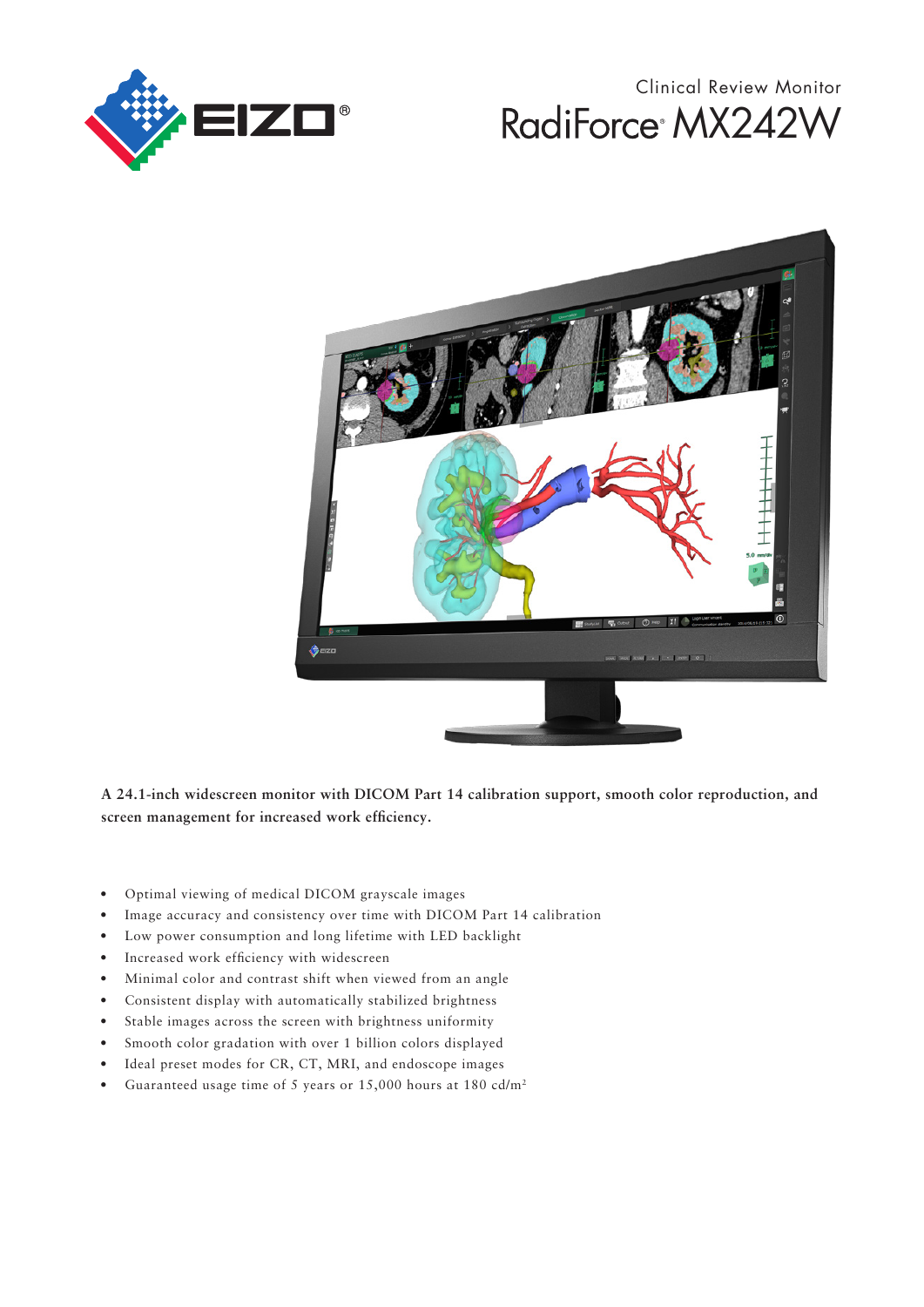Clinical Review Monitor

# RadiForce® MX242W

**A 24.1-inch widescreen monitor with DICOM Part 14 calibration support, smooth color reproduction, and screen management for increased work efficiency.**

- Optimal viewing of medical DICOM grayscale images
- Image accuracy and consistency over time with DICOM Part 14 calibration
- Low power consumption and long lifetime with LED backlight
- Increased work efficiency with widescreen
- Minimal color and contrast shift when viewed from an angle
- Consistent display with automatically stabilized brightness
- Stable images across the screen with brightness uniformity
- Smooth color gradation with over 1 billion colors displayed
- Ideal preset modes for CR, CT, MRI, and endoscope images
- Guaranteed usage time of 5 years or 15,000 hours at 180 cd/m$^2$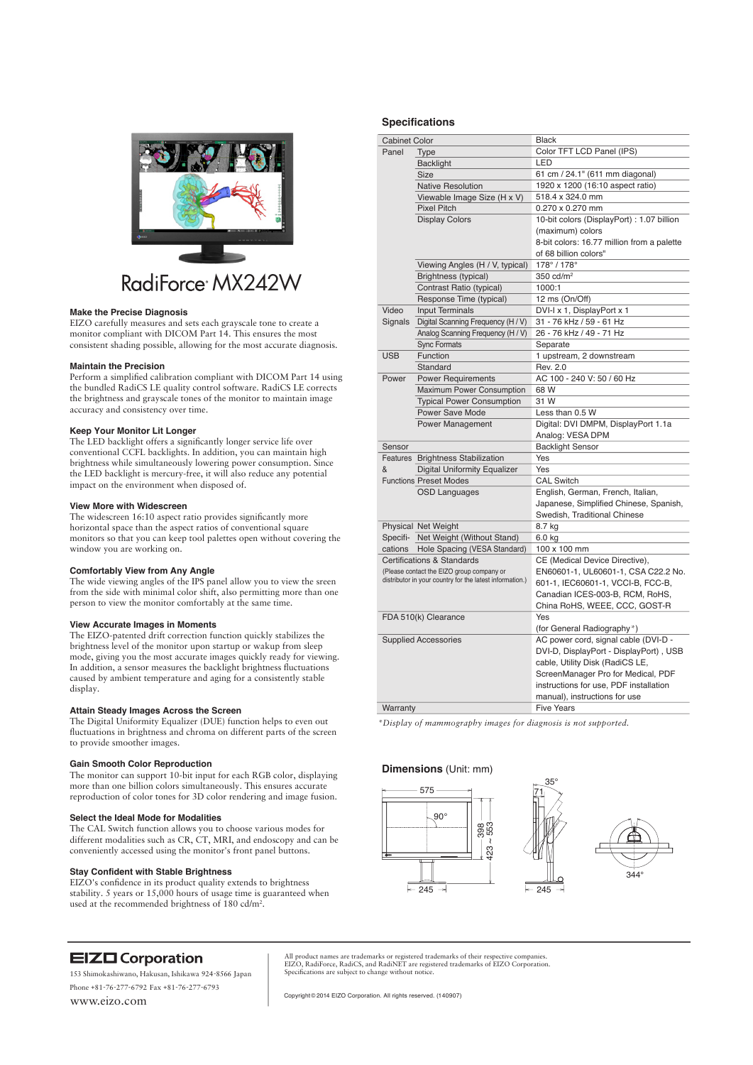# RadiForce MX242W

### Make the Precise Diagnosis

EIZO carefully measures and sets each grayscale tone to create a monitor compliant with DICOM Part 14. This ensures the most consistent shading possible, allowing for the most accurate diagnosis.

### Maintain the Precision

Perform a simplified calibration compliant with DICOM Part 14 using the bundled RadiCS LE quality control software. RadiCS LE corrects the brightness and grayscale tones of the monitor to maintain image accuracy and consistency over time.

### Keep Your Monitor Lit Longer

The LED backlight offers a significantly longer service life over conventional CCFL backlights. In addition, you can maintain high brightness while simultaneously lowering power consumption. Since the LED backlight is mercury-free, it will also reduce any potential impact on the environment when disposed of.

### View More with Widescreen

The widescreen 16:10 aspect ratio provides significantly more horizontal space than the aspect ratios of conventional square monitors so that you can keep tool palettes open without covering the window you are working on.

### Comfortably View from Any Angle

The wide viewing angles of the IPS panel allow you to view the sreen from the side with minimal color shift, also permitting more than one person to view the monitor comfortably at the same time.

### View Accurate Images in Moments

The EIZO-patented drift correction function quickly stabilizes the brightness level of the monitor upon startup or wakup from sleep mode, giving you the most accurate images quickly ready for viewing. In addition, a sensor measures the backlight brightness fluctuations caused by ambient temperature and aging for a consistently stable display.

### Attain Steady Images Across the Screen

The Digital Uniformity Equalizer (DUE) function helps to even out fluctuations in brightness and chroma on different parts of the screen to provide smoother images.

### Gain Smooth Color Reproduction

The monitor can support 10-bit input for each RGB color, displaying more than one billion colors simultaneously. This ensures accurate reproduction of color tones for 3D color rendering and image fusion.

### Select the Ideal Mode for Modalities

The CAL Switch function allows you to choose various modes for different modalities such as CR, CT, MRI, and endoscopy ready for conveniently accessed using the monitor's front panel buttons.

### Stay Confident with Stable Brightness

EIZO's confidence in its product quality extends to brightness stability. 5 years or 15,000 hours of usage time is guaranteed when used at the recommended brightness of 180 cd/m².

## Specifications

| | | |
|---|---|---|
| Cabinet Color | | Black |
| Panel | Type | Color TFT LCD Panel (IPS) |
| | Backlight | LED |
| | Size | 61 cm / 24.1" (611 mm diagonal) |
| | Native Resolution | 1920 x 1200 (16:10 aspect ratio) |
| | Viewable Image Size (H x V) | 518.4 x 324.0 mm |
| | Pixel Pitch | 0.270 x 0.270 mm |
| | Display Colors | 10-bit colors (DisplayPort) : 1.07 billion (maximum) colors<br>8-bit colors: 16.77 million from a palette of 68 billion colors" |
| | Viewing Angles (H / V, typical) | 178° / 178° |
| | Brightness (typical) | 350 cd/m² |
| | Contrast Ratio (typical) | 1000:1 |
| | Response Time (typical) | 12 ms (On/Off) |
| Video Signals | Input Terminals | DVI-I x 1, DisplayPort x 1 |
| | Digital Scanning Frequency (H / V) | 31 - 76 kHz / 59 - 61 Hz |
| | Analog Scanning Frequency (H / V) | 26 - 76 kHz / 49 - 71 Hz |
| | Sync Formats | Separate |
| USB | Function | 1 upstream, 2 downstream |
| | Standard | Rev. 2.0 |
| Power | Power Requirements | AC 100 - 240 V: 50 / 60 Hz |
| | Maximum Power Consumption | 68 W |
| | Typical Power Consumption | 31 W |
| | Power Save Mode | Less than 0.5 W |
| | Power Management | Digital: DVI DMPM, DisplayPort 1.1a<br>Analog: VESA DPM |
| Sensor | | Backlight Sensor |
| Features & Functions | Brightness Stabilization | Yes |
| | Digital Uniformity Equalizer | Yes |
| | Preset Modes | CAL Switch |
| | OSD Languages | English, German, French, Italian, Japanese, Simplified Chinese, Spanish, Swedish, Traditional Chinese |
| Physical Specifi-cations | Net Weight | 8.7 kg |
| | Net Weight (Without Stand) | 6.0 kg |
| | Hole Spacing (VESA Standard) | 100 x 100 mm |
| Certifications & Standards (Please contact the EIZO group company or distributor in your country for the latest information.) | | CE (Medical Device Directive), EN60601-1, UL60601-1, CSA C22.2 No. 601-1, IEC60601-1, VCCI-B, FCC-B, Canadian ICES-003-B, RCM, RoHS, China RoHS, WEEE, CCC, GOST-R |
| FDA 510(k) Clearance | | Yes<br>(for General Radiography*) |
| Supplied Accessories | | AC power cord, signal cable (DVI-D - DVI-D, DisplayPort - DisplayPort) , USB cable, Utility Disk (RadiCS LE, ScreenManager Pro for Medical, PDF instructions for use, PDF installation manual), instructions for use |
| Warranty | | Five Years |

*Display of mammography images for diagnosis is not supported.*

## Dimensions (Unit: mm)

575
90°
398
423 ~ 553
245
35°
71
245
344°

**EIZO Corporation**

153 Shimokashiwano, Hakusan, Ishikawa 924-8566 Japan

Phone +81-76-277-6792 Fax +81-76-277-6793

www.eizo.com

All product names are trademarks or registered trademarks of their respective companies.
EIZO, RadiForce, RadiCS, and RadiNET are registered trademarks of EIZO Corporation.
Specifications are subject to change without notice.

Copyright© 2014 EIZO Corporation. All rights reserved. (140907)